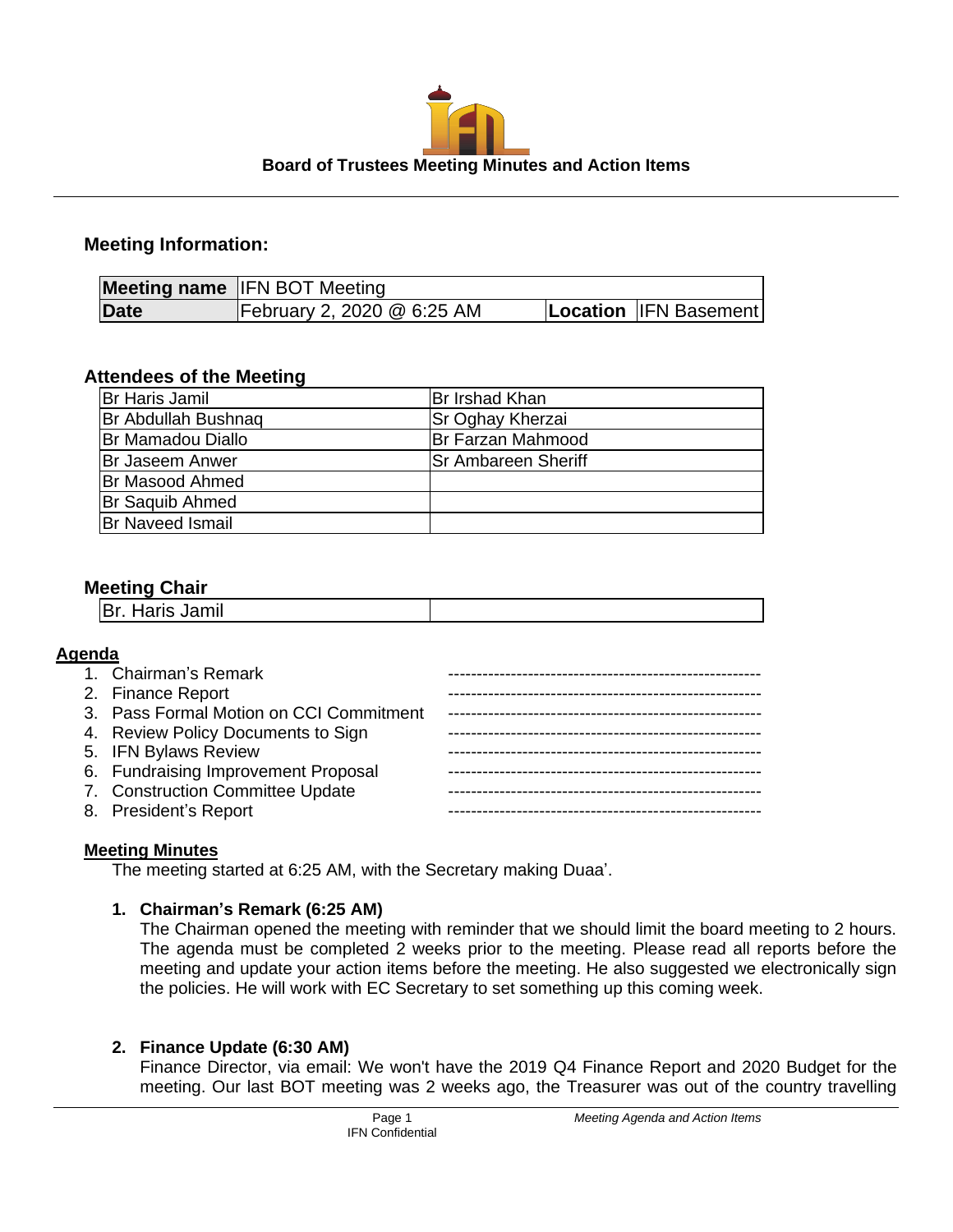**Board of Trustees Meeting Minutes and Action Items**

---

### Meeting Information:

| Meeting name | IFN BOT Meeting | | |
|---|---|---|---|
| Date | February 2, 2020 @ 6:25 AM | Location | IFN Basement |

### Attendees of the Meeting

| | |
|---|---|
| Br Haris Jamil | Br Irshad Khan |
| Br Abdullah Bushnaq | Sr Oghay Kherzai |
| Br Mamadou Diallo | Br Farzan Mahmood |
| Br Jaseem Anwer | Sr Ambareen Sheriff |
| Br Masood Ahmed | |
| Br Saquib Ahmed | |
| Br Naveed Ismail | |

### Meeting Chair

| | |
|---|---|
| Br. Haris Jamil | |

**Agenda**

1. Chairman's Remark ------------------------------------------------------
2. Finance Report ------------------------------------------------------
3. Pass Formal Motion on CCI Commitment ------------------------------------------------------
4. Review Policy Documents to Sign ------------------------------------------------------
5. IFN Bylaws Review ------------------------------------------------------
6. Fundraising Improvement Proposal ------------------------------------------------------
7. Construction Committee Update ------------------------------------------------------
8. President's Report ------------------------------------------------------

**Meeting Minutes**

The meeting started at 6:25 AM, with the Secretary making Duaa'.

1. **Chairman's Remark (6:25 AM)**
   The Chairman opened the meeting with reminder that we should limit the board meeting to 2 hours. The agenda must be completed 2 weeks prior to the meeting. Please read all reports before the meeting and update your action items before the meeting. He also suggested we electronically sign the policies. He will work with EC Secretary to set something up this coming week.

2. **Finance Update (6:30 AM)**
   Finance Director, via email: We won't have the 2019 Q4 Finance Report and 2020 Budget for the meeting. Our last BOT meeting was 2 weeks ago, the Treasurer was out of the country travelling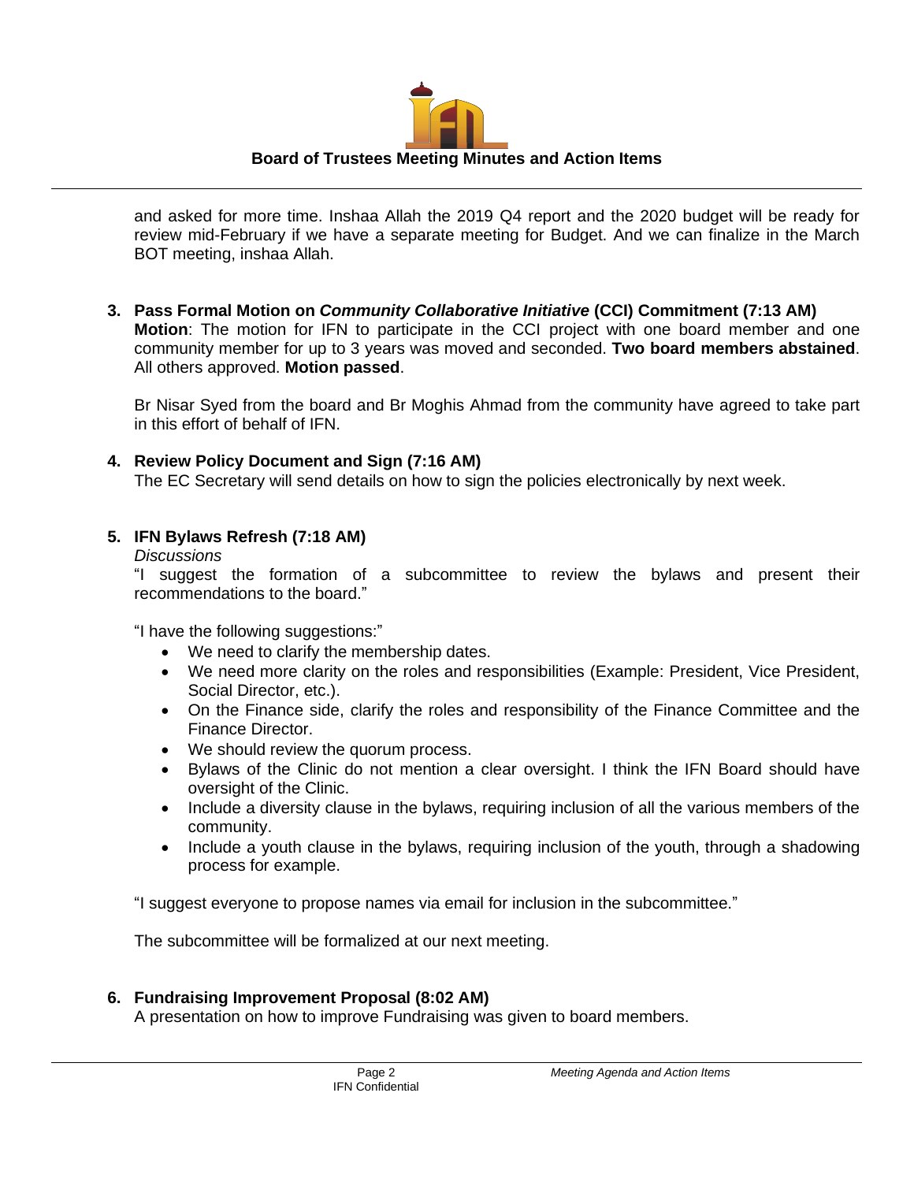and asked for more time. Inshaa Allah the 2019 Q4 report and the 2020 budget will be ready for review mid-February if we have a separate meeting for Budget. And we can finalize in the March BOT meeting, inshaa Allah.

3. **Pass Formal Motion on *Community Collaborative Initiative* (CCI) Commitment (7:13 AM)**
   **Motion**: The motion for IFN to participate in the CCI project with one board member and one community member for up to 3 years was moved and seconded. **Two board members abstained**. All others approved. **Motion passed**.

   Br Nisar Syed from the board and Br Moghis Ahmad from the community have agreed to take part in this effort of behalf of IFN.

4. **Review Policy Document and Sign (7:16 AM)**
   The EC Secretary will send details on how to sign the policies electronically by next week.

5. **IFN Bylaws Refresh (7:18 AM)**
   *Discussions*
   "I suggest the formation of a subcommittee to review the bylaws and present their recommendations to the board."

   "I have the following suggestions:"
   - We need to clarify the membership dates.
   - We need more clarity on the roles and responsibilities (Example: President, Vice President, Social Director, etc.).
   - On the Finance side, clarify the roles and responsibility of the Finance Committee and the Finance Director.
   - We should review the quorum process.
   - Bylaws of the Clinic do not mention a clear oversight. I think the IFN Board should have oversight of the Clinic.
   - Include a diversity clause in the bylaws, requiring inclusion of all the various members of the community.
   - Include a youth clause in the bylaws, requiring inclusion of the youth, through a shadowing process for example.

   "I suggest everyone to propose names via email for inclusion in the subcommittee."

   The subcommittee will be formalized at our next meeting.

6. **Fundraising Improvement Proposal (8:02 AM)**
   A presentation on how to improve Fundraising was given to board members.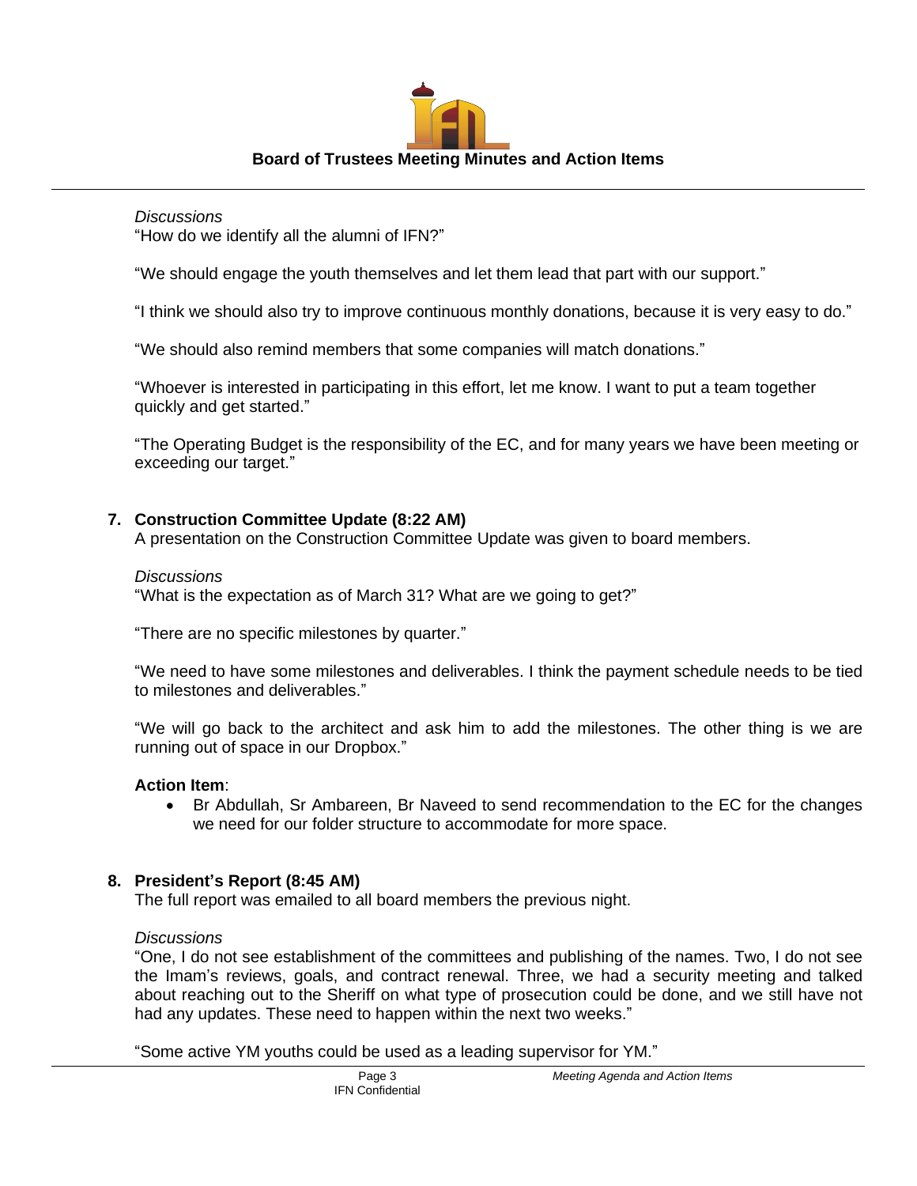*Discussions*

"How do we identify all the alumni of IFN?"

"We should engage the youth themselves and let them lead that part with our support."

"I think we should also try to improve continuous monthly donations, because it is very easy to do."

"We should also remind members that some companies will match donations."

"Whoever is interested in participating in this effort, let me know. I want to put a team together quickly and get started."

"The Operating Budget is the responsibility of the EC, and for many years we have been meeting or exceeding our target."

## 7. Construction Committee Update (8:22 AM)

A presentation on the Construction Committee Update was given to board members.

*Discussions*

"What is the expectation as of March 31? What are we going to get?"

"There are no specific milestones by quarter."

"We need to have some milestones and deliverables. I think the payment schedule needs to be tied to milestones and deliverables."

"We will go back to the architect and ask him to add the milestones. The other thing is we are running out of space in our Dropbox."

**Action Item**:

- Br Abdullah, Sr Ambareen, Br Naveed to send recommendation to the EC for the changes we need for our folder structure to accommodate for more space.

## 8. President's Report (8:45 AM)

The full report was emailed to all board members the previous night.

*Discussions*

"One, I do not see establishment of the committees and publishing of the names. Two, I do not see the Imam's reviews, goals, and contract renewal. Three, we had a security meeting and talked about reaching out to the Sheriff on what type of prosecution could be done, and we still have not had any updates. These need to happen within the next two weeks."

"Some active YM youths could be used as a leading supervisor for YM."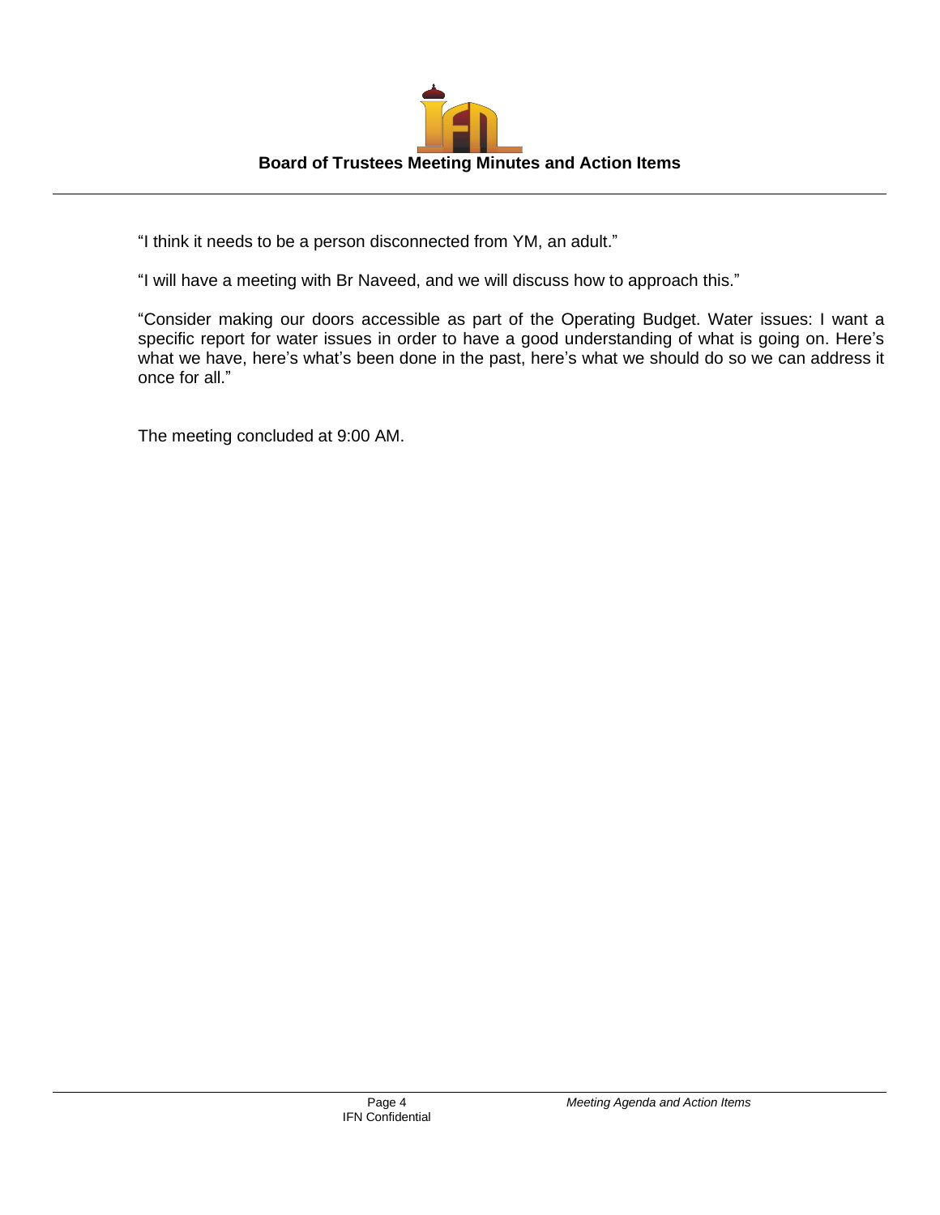"I think it needs to be a person disconnected from YM, an adult."

"I will have a meeting with Br Naveed, and we will discuss how to approach this."

"Consider making our doors accessible as part of the Operating Budget. Water issues: I want a specific report for water issues in order to have a good understanding of what is going on. Here's what we have, here's what's been done in the past, here's what we should do so we can address it once for all."

The meeting concluded at 9:00 AM.